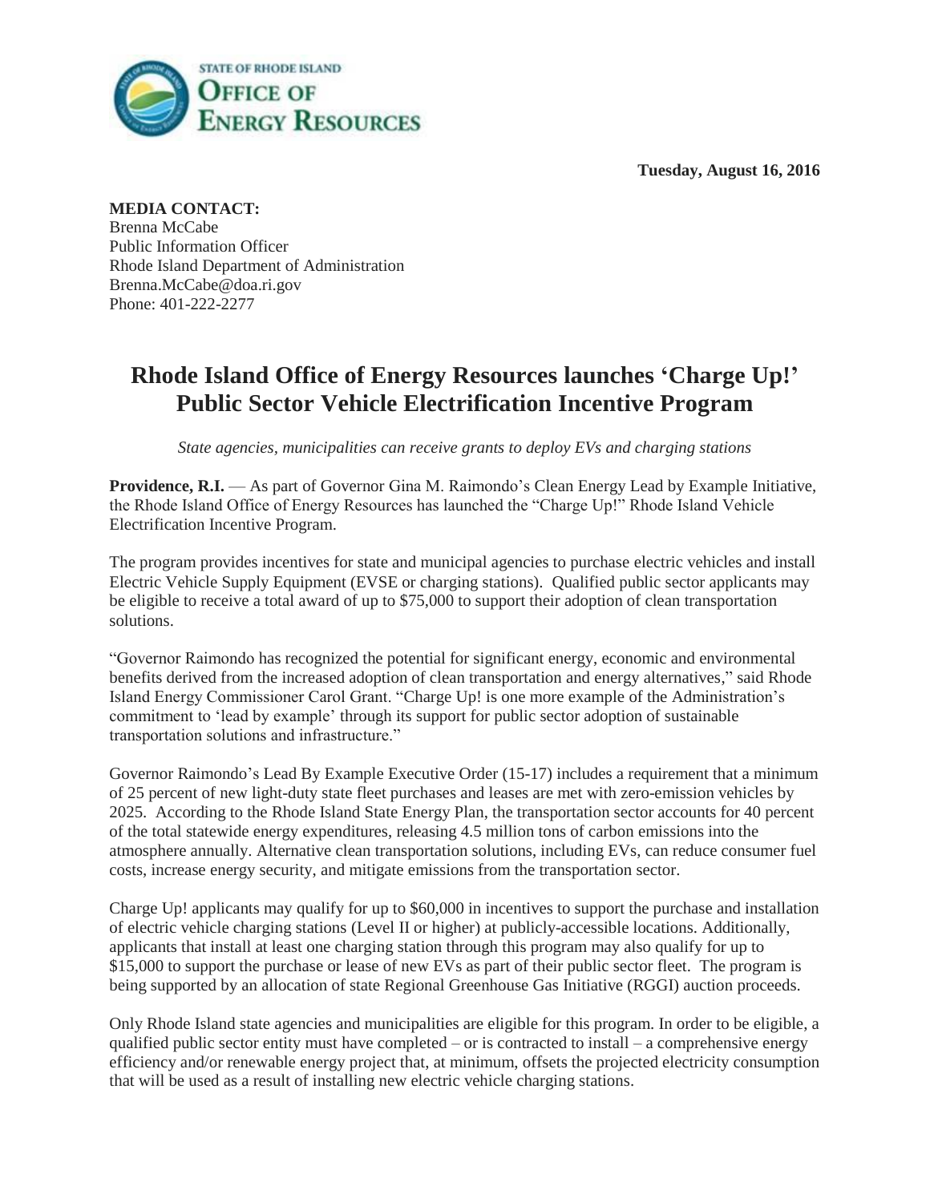STATE OF RHODE ISLAND
**OFFICE OF ENERGY RESOURCES**

**Tuesday, August 16, 2016**

**MEDIA CONTACT:**
Brenna McCabe
Public Information Officer
Rhode Island Department of Administration
Brenna.McCabe@doa.ri.gov
Phone: 401-222-2277

# Rhode Island Office of Energy Resources launches 'Charge Up!' Public Sector Vehicle Electrification Incentive Program

*State agencies, municipalities can receive grants to deploy EVs and charging stations*

**Providence, R.I.** — As part of Governor Gina M. Raimondo's Clean Energy Lead by Example Initiative, the Rhode Island Office of Energy Resources has launched the "Charge Up!" Rhode Island Vehicle Electrification Incentive Program.

The program provides incentives for state and municipal agencies to purchase electric vehicles and install Electric Vehicle Supply Equipment (EVSE or charging stations). Qualified public sector applicants may be eligible to receive a total award of up to $75,000 to support their adoption of clean transportation solutions.

"Governor Raimondo has recognized the potential for significant energy, economic and environmental benefits derived from the increased adoption of clean transportation and energy alternatives," said Rhode Island Energy Commissioner Carol Grant. "Charge Up! is one more example of the Administration's commitment to 'lead by example' through its support for public sector adoption of sustainable transportation solutions and infrastructure."

Governor Raimondo's Lead By Example Executive Order (15-17) includes a requirement that a minimum of 25 percent of new light-duty state fleet purchases and leases are met with zero-emission vehicles by 2025. According to the Rhode Island State Energy Plan, the transportation sector accounts for 40 percent of the total statewide energy expenditures, releasing 4.5 million tons of carbon emissions into the atmosphere annually. Alternative clean transportation solutions, including EVs, can reduce consumer fuel costs, increase energy security, and mitigate emissions from the transportation sector.

Charge Up! applicants may qualify for up to $60,000 in incentives to support the purchase and installation of electric vehicle charging stations (Level II or higher) at publicly-accessible locations. Additionally, applicants that install at least one charging station through this program may also qualify for up to $15,000 to support the purchase or lease of new EVs as part of their public sector fleet. The program is being supported by an allocation of state Regional Greenhouse Gas Initiative (RGGI) auction proceeds.

Only Rhode Island state agencies and municipalities are eligible for this program. In order to be eligible, a qualified public sector entity must have completed – or is contracted to install – a comprehensive energy efficiency and/or renewable energy project that, at minimum, offsets the projected electricity consumption that will be used as a result of installing new electric vehicle charging stations.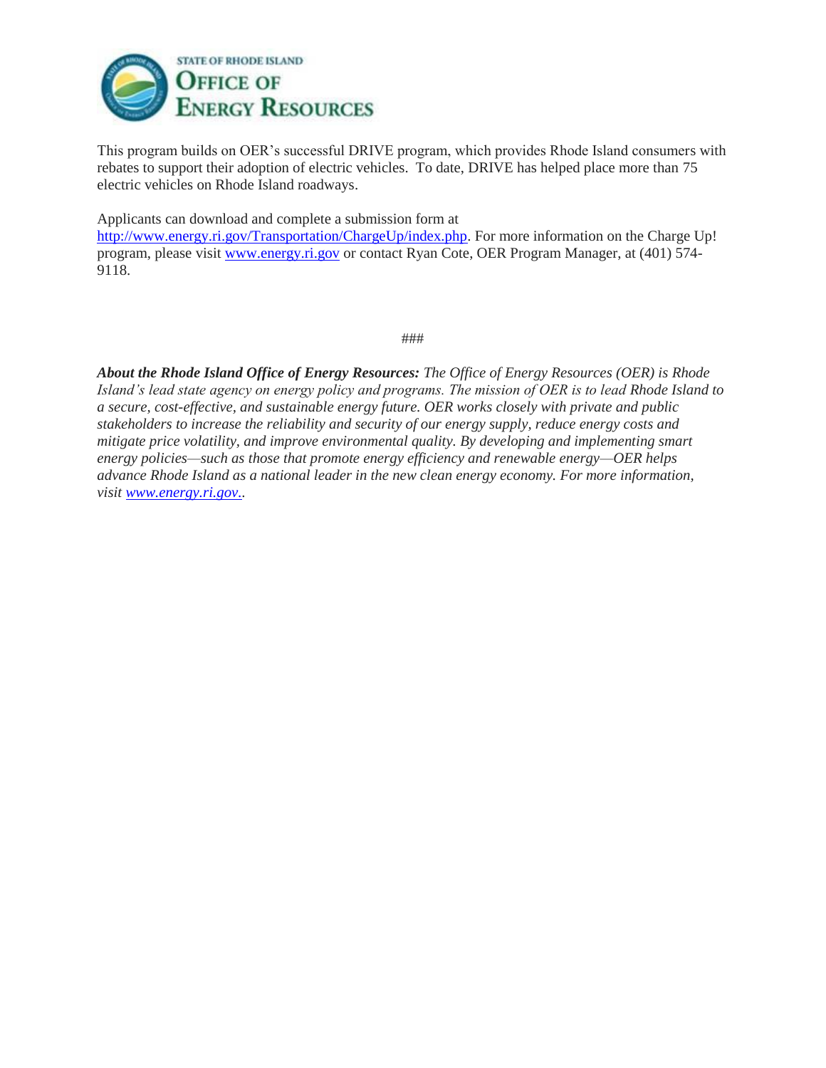This program builds on OER's successful DRIVE program, which provides Rhode Island consumers with rebates to support their adoption of electric vehicles. To date, DRIVE has helped place more than 75 electric vehicles on Rhode Island roadways.

Applicants can download and complete a submission form at http://www.energy.ri.gov/Transportation/ChargeUp/index.php. For more information on the Charge Up! program, please visit www.energy.ri.gov or contact Ryan Cote, OER Program Manager, at (401) 574-9118.

###

***About the Rhode Island Office of Energy Resources:*** *The Office of Energy Resources (OER) is Rhode Island's lead state agency on energy policy and programs. The mission of OER is to lead Rhode Island to a secure, cost-effective, and sustainable energy future. OER works closely with private and public stakeholders to increase the reliability and security of our energy supply, reduce energy costs and mitigate price volatility, and improve environmental quality. By developing and implementing smart energy policies—such as those that promote energy efficiency and renewable energy—OER helps advance Rhode Island as a national leader in the new clean energy economy. For more information, visit www.energy.ri.gov..*